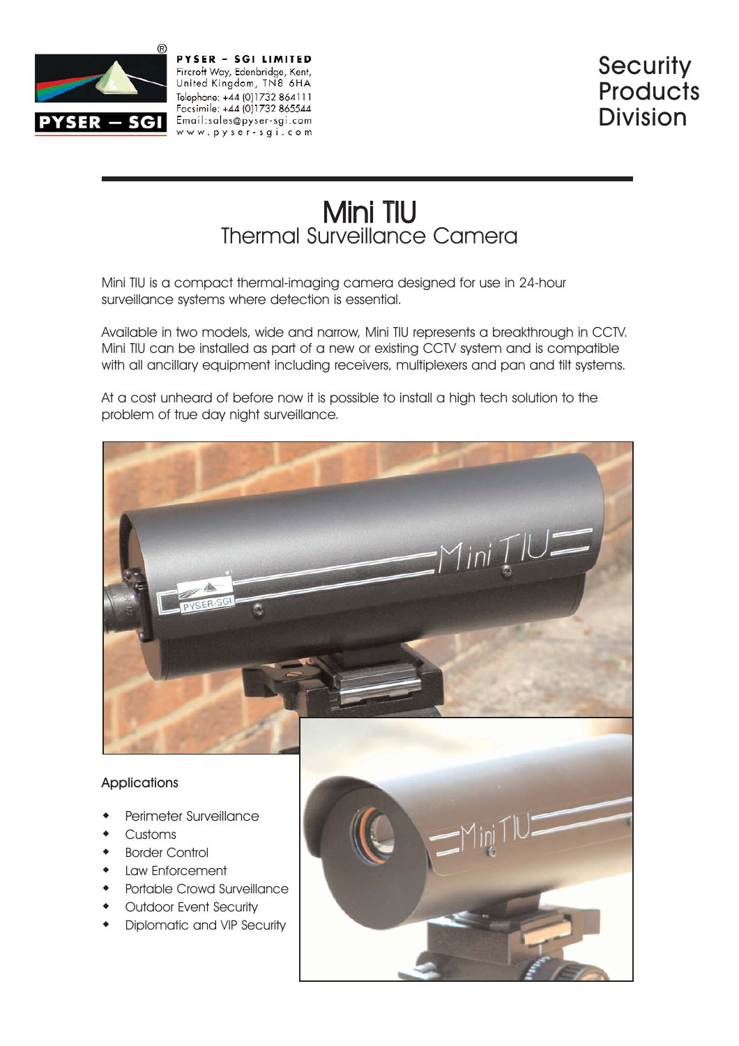PYSER – SGI LIMITED
Fircroft Way, Edenbridge, Kent,
United Kingdom, TN8 6HA
Telephone: +44 (0)1732 864111
Facsimile: +44 (0)1732 865544
Email:sales@pyser-sgi.com
www.pyser-sgi.com

Security Products Division

# Mini TIU

## Thermal Surveillance Camera

Mini TIU is a compact thermal-imaging camera designed for use in 24-hour surveillance systems where detection is essential.

Available in two models, wide and narrow, Mini TIU represents a breakthrough in CCTV. Mini TIU can be installed as part of a new or existing CCTV system and is compatible with all ancillary equipment including receivers, multiplexers and pan and tilt systems.

At a cost unheard of before now it is possible to install a high tech solution to the problem of true day night surveillance.

### Applications

- Perimeter Surveillance
- Customs
- Border Control
- Law Enforcement
- Portable Crowd Surveillance
- Outdoor Event Security
- Diplomatic and VIP Security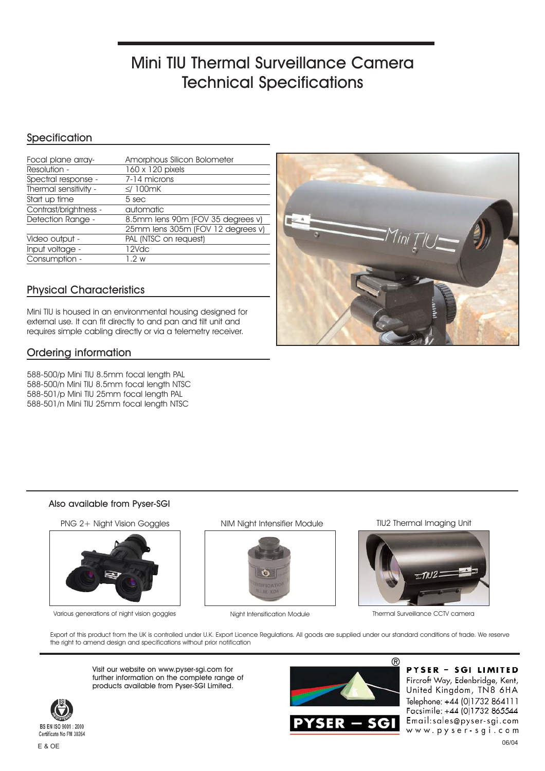# Mini TIU Thermal Surveillance Camera Technical Specifications

## Specification

| | |
|---|---|
| Focal plane array- | Amorphous Silicon Bolometer |
| Resolution - | 160 x 120 pixels |
| Spectral response - | 7-14 microns |
| Thermal sensitivity - | ≤/ 100mK |
| Start up time | 5 sec |
| Contrast/brightness - | automatic |
| Detection Range - | 8.5mm lens 90m (FOV 35 degrees v) |
| | 25mm lens 305m (FOV 12 degrees v) |
| Video output - | PAL (NTSC on request) |
| Input voltage - | 12Vdc |
| Consumption - | 1.2 w |

## Physical Characteristics

Mini TIU is housed in an environmental housing designed for external use. It can fit directly to and pan and tilt unit and requires simple cabling directly or via a telemetry receiver.

## Ordering information

588-500/p Mini TIU 8.5mm focal length PAL
588-500/n Mini TIU 8.5mm focal length NTSC
588-501/p Mini TIU 25mm focal length PAL
588-501/n Mini TIU 25mm focal length NTSC

### Also available from Pyser-SGI

PNG 2+ Night Vision Goggles

Various generations of night vision goggles

NIM Night Intensifier Module

Night Intensification Module

TIU2 Thermal Imaging Unit

Thermal Surveillance CCTV camera

Export of this product from the UK is controlled under U.K. Export Licence Regulations. All goods are supplied under our standard conditions of trade. We reserve the right to amend design and specifications without prior notification

Visit our website on www.pyser-sgi.com for further information on the complete range of products available from Pyser-SGI Limited.

BS EN ISO 9001 : 2000
Certificate No FM 30264

**PYSER – SGI LIMITED**
Fircroft Way, Edenbridge, Kent,
United Kingdom, TN8 6HA
Telephone: +44 (0)1732 864111
Facsimile: +44 (0)1732 865544
Email:sales@pyser-sgi.com
www.pyser-sgi.com

E & OE

06/04